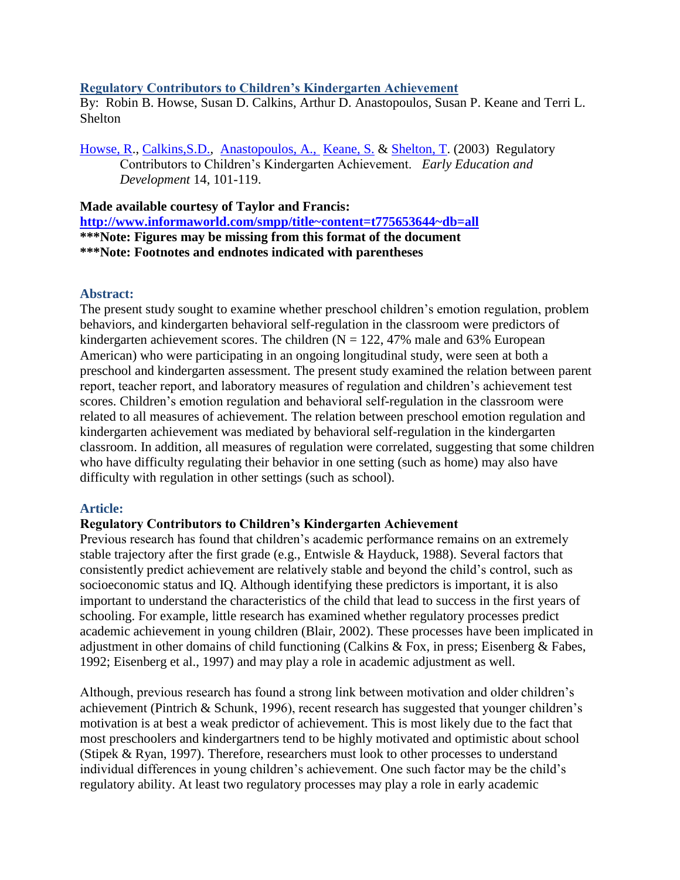## [Regulatory Contributors to Children's Kindergarten Achievement](#)

By: Robin B. Howse, Susan D. Calkins, Arthur D. Anastopoulos, Susan P. Keane and Terri L. Shelton

Howse, R., Calkins,S.D., Anastopoulos, A., Keane, S. & Shelton, T. (2003) Regulatory Contributors to Children's Kindergarten Achievement. *Early Education and Development* 14, 101-119.

**Made available courtesy of Taylor and Francis:**
**http://www.informaworld.com/smpp/title~content=t775653644~db=all**
**\*\*\*Note: Figures may be missing from this format of the document**
**\*\*\*Note: Footnotes and endnotes indicated with parentheses**

### Abstract:

The present study sought to examine whether preschool children's emotion regulation, problem behaviors, and kindergarten behavioral self-regulation in the classroom were predictors of kindergarten achievement scores. The children (N = 122, 47% male and 63% European American) who were participating in an ongoing longitudinal study, were seen at both a preschool and kindergarten assessment. The present study examined the relation between parent report, teacher report, and laboratory measures of regulation and children's achievement test scores. Children's emotion regulation and behavioral self-regulation in the classroom were related to all measures of achievement. The relation between preschool emotion regulation and kindergarten achievement was mediated by behavioral self-regulation in the kindergarten classroom. In addition, all measures of regulation were correlated, suggesting that some children who have difficulty regulating their behavior in one setting (such as home) may also have difficulty with regulation in other settings (such as school).

### Article:

**Regulatory Contributors to Children's Kindergarten Achievement**

Previous research has found that children's academic performance remains on an extremely stable trajectory after the first grade (e.g., Entwisle & Hayduck, 1988). Several factors that consistently predict achievement are relatively stable and beyond the child's control, such as socioeconomic status and IQ. Although identifying these predictors is important, it is also important to understand the characteristics of the child that lead to success in the first years of schooling. For example, little research has examined whether regulatory processes predict academic achievement in young children (Blair, 2002). These processes have been implicated in adjustment in other domains of child functioning (Calkins & Fox, in press; Eisenberg & Fabes, 1992; Eisenberg et al., 1997) and may play a role in academic adjustment as well.

Although, previous research has found a strong link between motivation and older children's achievement (Pintrich & Schunk, 1996), recent research has suggested that younger children's motivation is at best a weak predictor of achievement. This is most likely due to the fact that most preschoolers and kindergartners tend to be highly motivated and optimistic about school (Stipek & Ryan, 1997). Therefore, researchers must look to other processes to understand individual differences in young children's achievement. One such factor may be the child's regulatory ability. At least two regulatory processes may play a role in early academic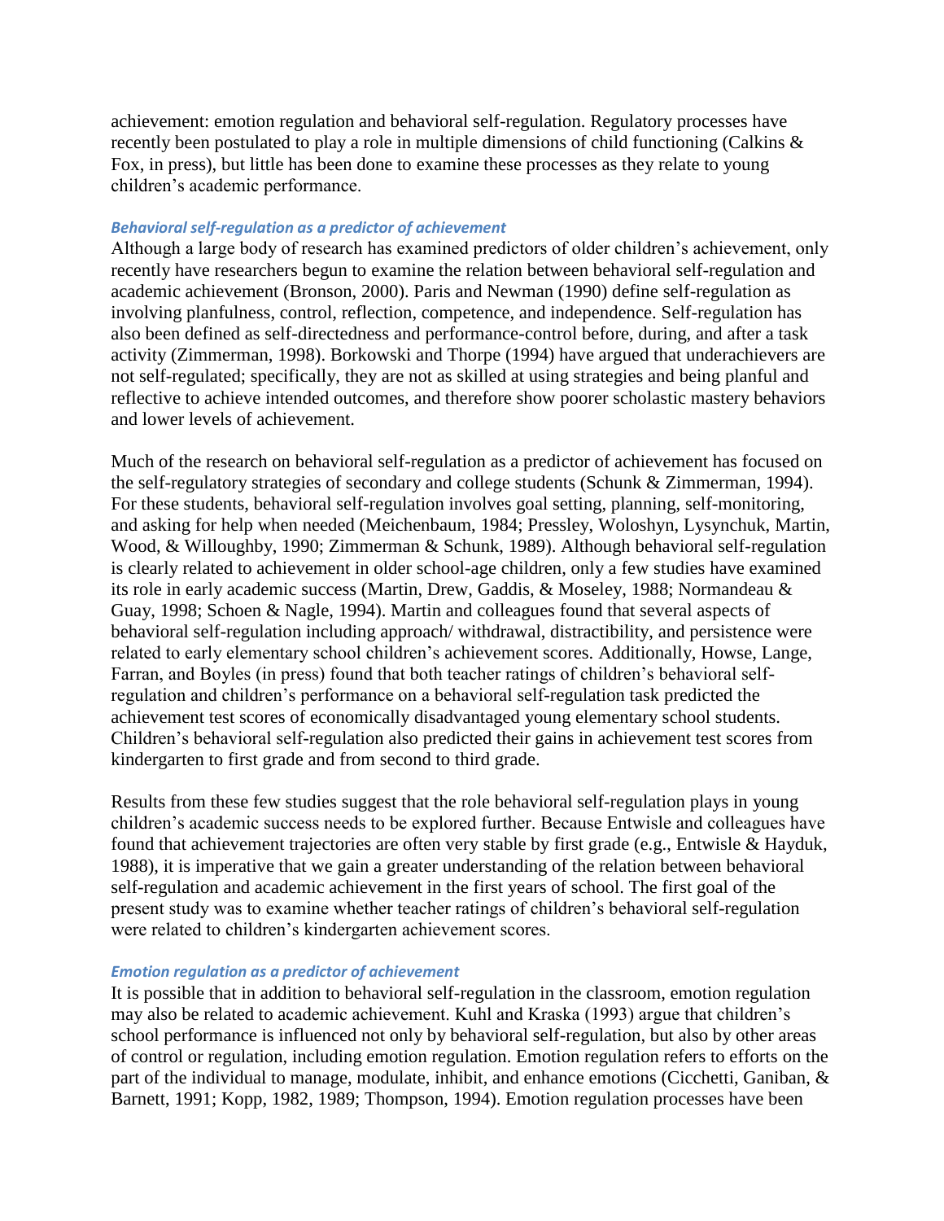achievement: emotion regulation and behavioral self-regulation. Regulatory processes have recently been postulated to play a role in multiple dimensions of child functioning (Calkins & Fox, in press), but little has been done to examine these processes as they relate to young children's academic performance.

### *Behavioral self-regulation as a predictor of achievement*

Although a large body of research has examined predictors of older children's achievement, only recently have researchers begun to examine the relation between behavioral self-regulation and academic achievement (Bronson, 2000). Paris and Newman (1990) define self-regulation as involving planfulness, control, reflection, competence, and independence. Self-regulation has also been defined as self-directedness and performance-control before, during, and after a task activity (Zimmerman, 1998). Borkowski and Thorpe (1994) have argued that underachievers are not self-regulated; specifically, they are not as skilled at using strategies and being planful and reflective to achieve intended outcomes, and therefore show poorer scholastic mastery behaviors and lower levels of achievement.

Much of the research on behavioral self-regulation as a predictor of achievement has focused on the self-regulatory strategies of secondary and college students (Schunk & Zimmerman, 1994). For these students, behavioral self-regulation involves goal setting, planning, self-monitoring, and asking for help when needed (Meichenbaum, 1984; Pressley, Woloshyn, Lysynchuk, Martin, Wood, & Willoughby, 1990; Zimmerman & Schunk, 1989). Although behavioral self-regulation is clearly related to achievement in older school-age children, only a few studies have examined its role in early academic success (Martin, Drew, Gaddis, & Moseley, 1988; Normandeau & Guay, 1998; Schoen & Nagle, 1994). Martin and colleagues found that several aspects of behavioral self-regulation including approach/ withdrawal, distractibility, and persistence were related to early elementary school children's achievement scores. Additionally, Howse, Lange, Farran, and Boyles (in press) found that both teacher ratings of children's behavioral self-regulation and children's performance on a behavioral self-regulation task predicted the achievement test scores of economically disadvantaged young elementary school students. Children's behavioral self-regulation also predicted their gains in achievement test scores from kindergarten to first grade and from second to third grade.

Results from these few studies suggest that the role behavioral self-regulation plays in young children's academic success needs to be explored further. Because Entwisle and colleagues have found that achievement trajectories are often very stable by first grade (e.g., Entwisle & Hayduk, 1988), it is imperative that we gain a greater understanding of the relation between behavioral self-regulation and academic achievement in the first years of school. The first goal of the present study was to examine whether teacher ratings of children's behavioral self-regulation were related to children's kindergarten achievement scores.

### *Emotion regulation as a predictor of achievement*

It is possible that in addition to behavioral self-regulation in the classroom, emotion regulation may also be related to academic achievement. Kuhl and Kraska (1993) argue that children's school performance is influenced not only by behavioral self-regulation, but also by other areas of control or regulation, including emotion regulation. Emotion regulation refers to efforts on the part of the individual to manage, modulate, inhibit, and enhance emotions (Cicchetti, Ganiban, & Barnett, 1991; Kopp, 1982, 1989; Thompson, 1994). Emotion regulation processes have been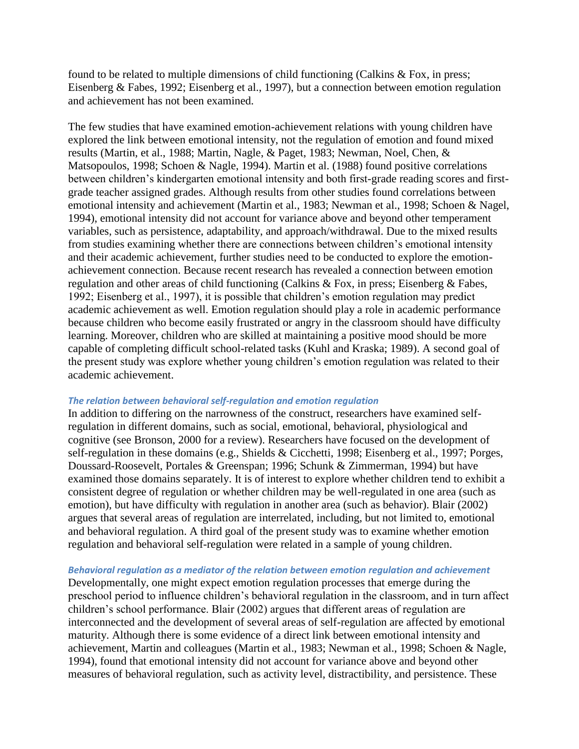found to be related to multiple dimensions of child functioning (Calkins & Fox, in press; Eisenberg & Fabes, 1992; Eisenberg et al., 1997), but a connection between emotion regulation and achievement has not been examined.

The few studies that have examined emotion-achievement relations with young children have explored the link between emotional intensity, not the regulation of emotion and found mixed results (Martin, et al., 1988; Martin, Nagle, & Paget, 1983; Newman, Noel, Chen, & Matsopoulos, 1998; Schoen & Nagle, 1994). Martin et al. (1988) found positive correlations between children's kindergarten emotional intensity and both first-grade reading scores and first-grade teacher assigned grades. Although results from other studies found correlations between emotional intensity and achievement (Martin et al., 1983; Newman et al., 1998; Schoen & Nagel, 1994), emotional intensity did not account for variance above and beyond other temperament variables, such as persistence, adaptability, and approach/withdrawal. Due to the mixed results from studies examining whether there are connections between children's emotional intensity and their academic achievement, further studies need to be conducted to explore the emotion-achievement connection. Because recent research has revealed a connection between emotion regulation and other areas of child functioning (Calkins & Fox, in press; Eisenberg & Fabes, 1992; Eisenberg et al., 1997), it is possible that children's emotion regulation may predict academic achievement as well. Emotion regulation should play a role in academic performance because children who become easily frustrated or angry in the classroom should have difficulty learning. Moreover, children who are skilled at maintaining a positive mood should be more capable of completing difficult school-related tasks (Kuhl and Kraska; 1989). A second goal of the present study was explore whether young children's emotion regulation was related to their academic achievement.

### *The relation between behavioral self-regulation and emotion regulation*

In addition to differing on the narrowness of the construct, researchers have examined self-regulation in different domains, such as social, emotional, behavioral, physiological and cognitive (see Bronson, 2000 for a review). Researchers have focused on the development of self-regulation in these domains (e.g., Shields & Cicchetti, 1998; Eisenberg et al., 1997; Porges, Doussard-Roosevelt, Portales & Greenspan; 1996; Schunk & Zimmerman, 1994) but have examined those domains separately. It is of interest to explore whether children tend to exhibit a consistent degree of regulation or whether children may be well-regulated in one area (such as emotion), but have difficulty with regulation in another area (such as behavior). Blair (2002) argues that several areas of regulation are interrelated, including, but not limited to, emotional and behavioral regulation. A third goal of the present study was to examine whether emotion regulation and behavioral self-regulation were related in a sample of young children.

### *Behavioral regulation as a mediator of the relation between emotion regulation and achievement*

Developmentally, one might expect emotion regulation processes that emerge during the preschool period to influence children's behavioral regulation in the classroom, and in turn affect children's school performance. Blair (2002) argues that different areas of regulation are interconnected and the development of several areas of self-regulation are affected by emotional maturity. Although there is some evidence of a direct link between emotional intensity and achievement, Martin and colleagues (Martin et al., 1983; Newman et al., 1998; Schoen & Nagle, 1994), found that emotional intensity did not account for variance above and beyond other measures of behavioral regulation, such as activity level, distractibility, and persistence. These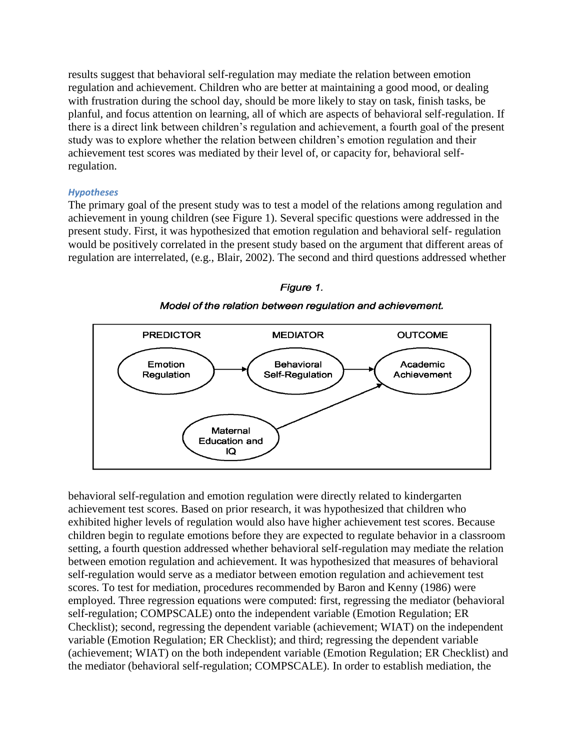results suggest that behavioral self-regulation may mediate the relation between emotion regulation and achievement. Children who are better at maintaining a good mood, or dealing with frustration during the school day, should be more likely to stay on task, finish tasks, be planful, and focus attention on learning, all of which are aspects of behavioral self-regulation. If there is a direct link between children's regulation and achievement, a fourth goal of the present study was to explore whether the relation between children's emotion regulation and their achievement test scores was mediated by their level of, or capacity for, behavioral self-regulation.

### *Hypotheses*

The primary goal of the present study was to test a model of the relations among regulation and achievement in young children (see Figure 1). Several specific questions were addressed in the present study. First, it was hypothesized that emotion regulation and behavioral self- regulation would be positively correlated in the present study based on the argument that different areas of regulation are interrelated, (e.g., Blair, 2002). The second and third questions addressed whether

*Figure 1.*

*Model of the relation between regulation and achievement.*

| PREDICTOR | MEDIATOR | OUTCOME |
|---|---|---|
| Emotion Regulation → | Behavioral Self-Regulation → | Academic Achievement |
| Maternal Education and IQ → | | Academic Achievement |

behavioral self-regulation and emotion regulation were directly related to kindergarten achievement test scores. Based on prior research, it was hypothesized that children who exhibited higher levels of regulation would also have higher achievement test scores. Because children begin to regulate emotions before they are expected to regulate behavior in a classroom setting, a fourth question addressed whether behavioral self-regulation may mediate the relation between emotion regulation and achievement. It was hypothesized that measures of behavioral self-regulation would serve as a mediator between emotion regulation and achievement test scores. To test for mediation, procedures recommended by Baron and Kenny (1986) were employed. Three regression equations were computed: first, regressing the mediator (behavioral self-regulation; COMPSCALE) onto the independent variable (Emotion Regulation; ER Checklist); second, regressing the dependent variable (achievement; WIAT) on the independent variable (Emotion Regulation; ER Checklist); and third; regressing the dependent variable (achievement; WIAT) on the both independent variable (Emotion Regulation; ER Checklist) and the mediator (behavioral self-regulation; COMPSCALE). In order to establish mediation, the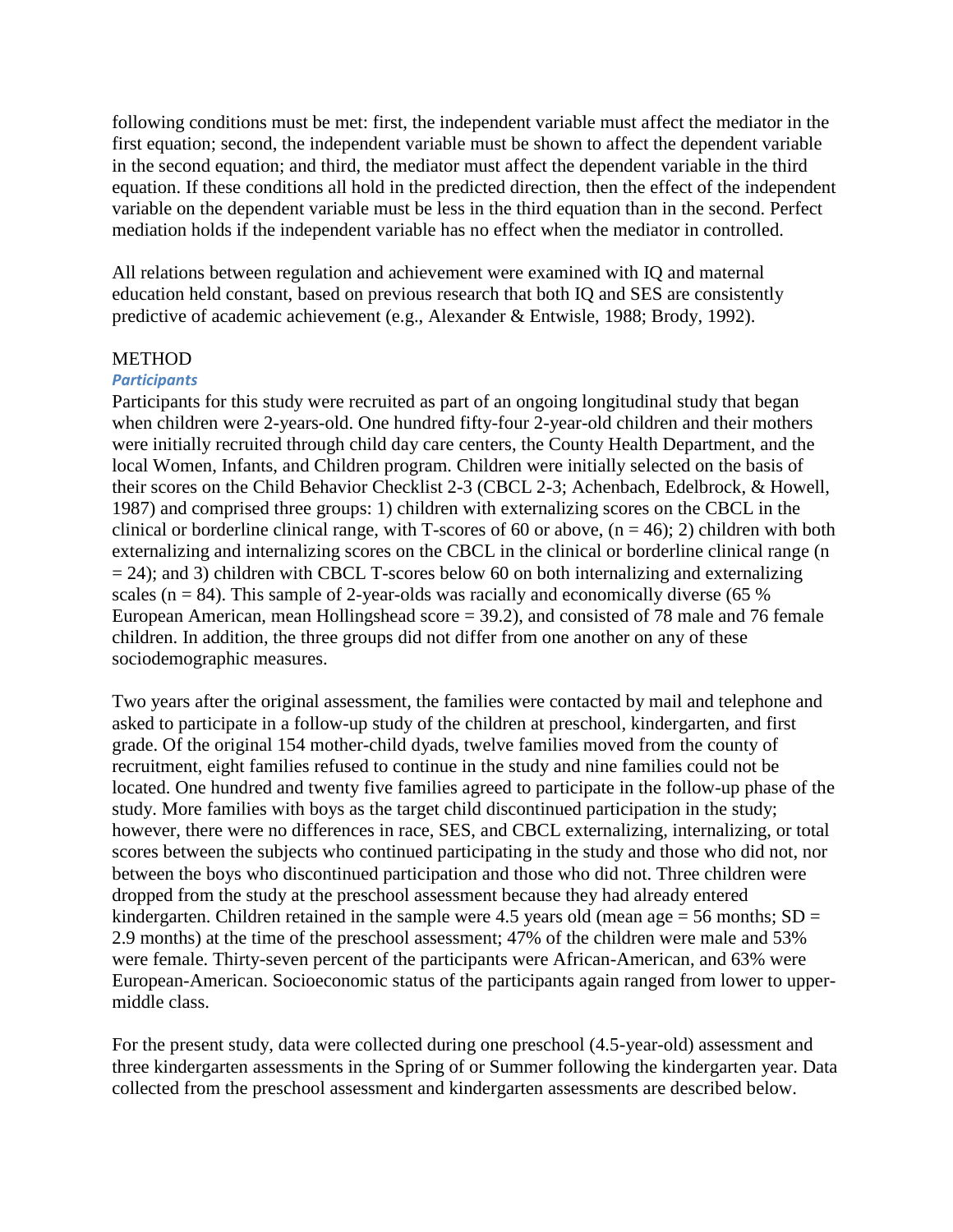following conditions must be met: first, the independent variable must affect the mediator in the first equation; second, the independent variable must be shown to affect the dependent variable in the second equation; and third, the mediator must affect the dependent variable in the third equation. If these conditions all hold in the predicted direction, then the effect of the independent variable on the dependent variable must be less in the third equation than in the second. Perfect mediation holds if the independent variable has no effect when the mediator in controlled.

All relations between regulation and achievement were examined with IQ and maternal education held constant, based on previous research that both IQ and SES are consistently predictive of academic achievement (e.g., Alexander & Entwisle, 1988; Brody, 1992).

## METHOD

### *Participants*

Participants for this study were recruited as part of an ongoing longitudinal study that began when children were 2-years-old. One hundred fifty-four 2-year-old children and their mothers were initially recruited through child day care centers, the County Health Department, and the local Women, Infants, and Children program. Children were initially selected on the basis of their scores on the Child Behavior Checklist 2-3 (CBCL 2-3; Achenbach, Edelbrock, & Howell, 1987) and comprised three groups: 1) children with externalizing scores on the CBCL in the clinical or borderline clinical range, with T-scores of 60 or above, ($n = 46$); 2) children with both externalizing and internalizing scores on the CBCL in the clinical or borderline clinical range ($n = 24$); and 3) children with CBCL T-scores below 60 on both internalizing and externalizing scales ($n = 84$). This sample of 2-year-olds was racially and economically diverse (65 % European American, mean Hollingshead score = 39.2), and consisted of 78 male and 76 female children. In addition, the three groups did not differ from one another on any of these sociodemographic measures.

Two years after the original assessment, the families were contacted by mail and telephone and asked to participate in a follow-up study of the children at preschool, kindergarten, and first grade. Of the original 154 mother-child dyads, twelve families moved from the county of recruitment, eight families refused to continue in the study and nine families could not be located. One hundred and twenty five families agreed to participate in the follow-up phase of the study. More families with boys as the target child discontinued participation in the study; however, there were no differences in race, SES, and CBCL externalizing, internalizing, or total scores between the subjects who continued participating in the study and those who did not, nor between the boys who discontinued participation and those who did not. Three children were dropped from the study at the preschool assessment because they had already entered kindergarten. Children retained in the sample were 4.5 years old (mean age = 56 months; SD = 2.9 months) at the time of the preschool assessment; 47% of the children were male and 53% were female. Thirty-seven percent of the participants were African-American, and 63% were European-American. Socioeconomic status of the participants again ranged from lower to upper-middle class.

For the present study, data were collected during one preschool (4.5-year-old) assessment and three kindergarten assessments in the Spring of or Summer following the kindergarten year. Data collected from the preschool assessment and kindergarten assessments are described below.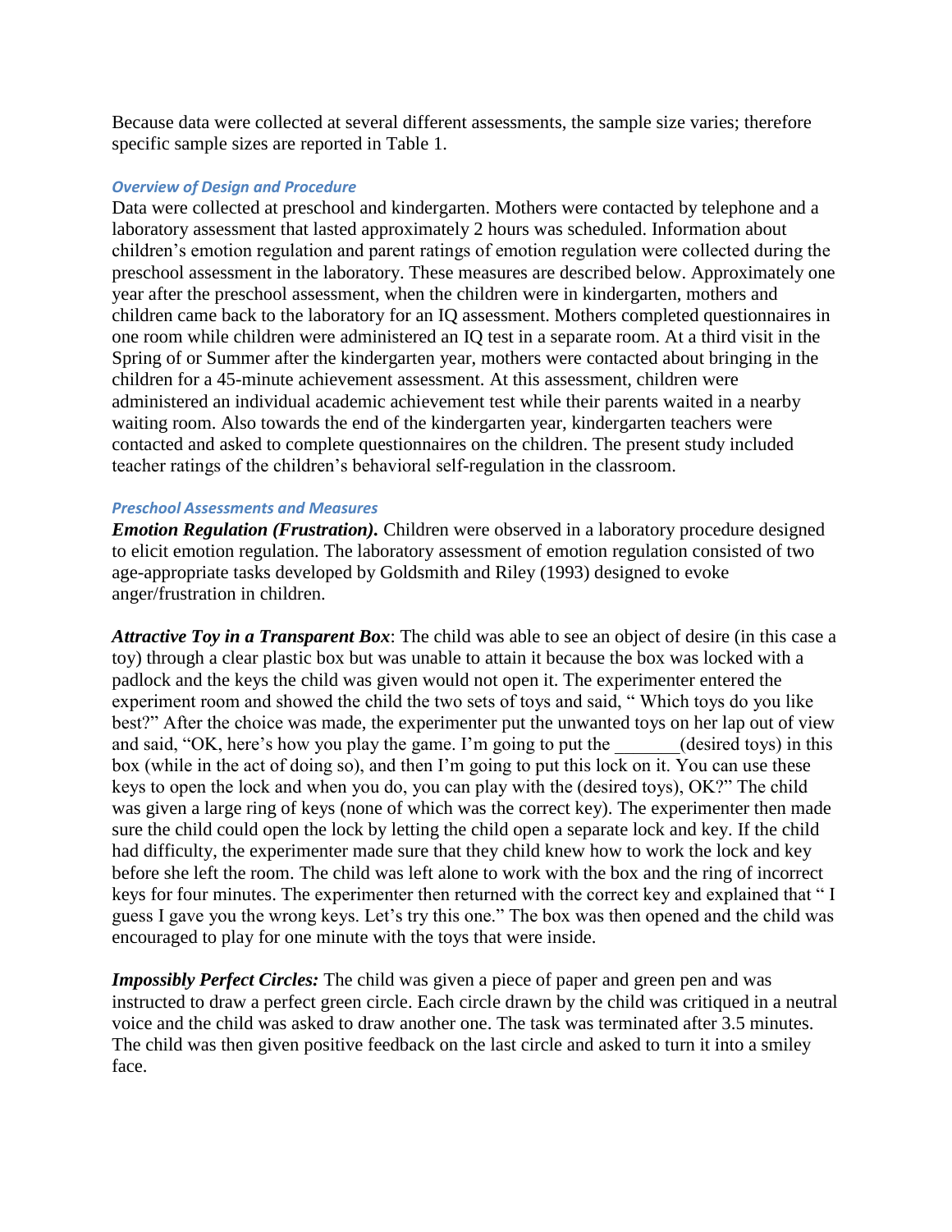Because data were collected at several different assessments, the sample size varies; therefore specific sample sizes are reported in Table 1.

### *Overview of Design and Procedure*

Data were collected at preschool and kindergarten. Mothers were contacted by telephone and a laboratory assessment that lasted approximately 2 hours was scheduled. Information about children's emotion regulation and parent ratings of emotion regulation were collected during the preschool assessment in the laboratory. These measures are described below. Approximately one year after the preschool assessment, when the children were in kindergarten, mothers and children came back to the laboratory for an IQ assessment. Mothers completed questionnaires in one room while children were administered an IQ test in a separate room. At a third visit in the Spring of or Summer after the kindergarten year, mothers were contacted about bringing in the children for a 45-minute achievement assessment. At this assessment, children were administered an individual academic achievement test while their parents waited in a nearby waiting room. Also towards the end of the kindergarten year, kindergarten teachers were contacted and asked to complete questionnaires on the children. The present study included teacher ratings of the children's behavioral self-regulation in the classroom.

### *Preschool Assessments and Measures*

***Emotion Regulation (Frustration).*** Children were observed in a laboratory procedure designed to elicit emotion regulation. The laboratory assessment of emotion regulation consisted of two age-appropriate tasks developed by Goldsmith and Riley (1993) designed to evoke anger/frustration in children.

***Attractive Toy in a Transparent Box***: The child was able to see an object of desire (in this case a toy) through a clear plastic box but was unable to attain it because the box was locked with a padlock and the keys the child was given would not open it. The experimenter entered the experiment room and showed the child the two sets of toys and said, " Which toys do you like best?" After the choice was made, the experimenter put the unwanted toys on her lap out of view and said, "OK, here's how you play the game. I'm going to put the _______(desired toys) in this box (while in the act of doing so), and then I'm going to put this lock on it. You can use these keys to open the lock and when you do, you can play with the (desired toys), OK?" The child was given a large ring of keys (none of which was the correct key). The experimenter then made sure the child could open the lock by letting the child open a separate lock and key. If the child had difficulty, the experimenter made sure that they child knew how to work the lock and key before she left the room. The child was left alone to work with the box and the ring of incorrect keys for four minutes. The experimenter then returned with the correct key and explained that " I guess I gave you the wrong keys. Let's try this one." The box was then opened and the child was encouraged to play for one minute with the toys that were inside.

***Impossibly Perfect Circles:*** The child was given a piece of paper and green pen and was instructed to draw a perfect green circle. Each circle drawn by the child was critiqued in a neutral voice and the child was asked to draw another one. The task was terminated after 3.5 minutes. The child was then given positive feedback on the last circle and asked to turn it into a smiley face.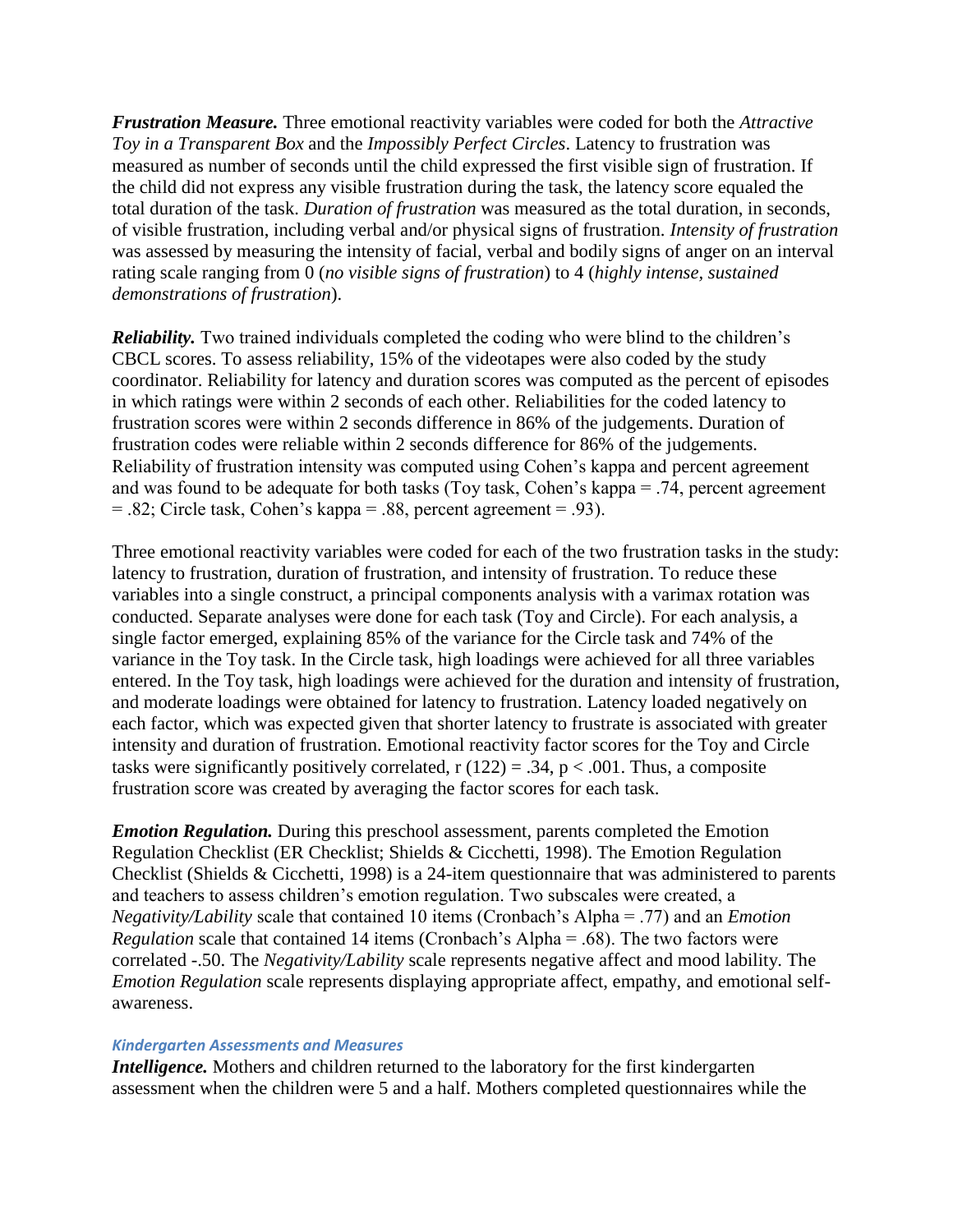***Frustration Measure.*** Three emotional reactivity variables were coded for both the *Attractive Toy in a Transparent Box* and the *Impossibly Perfect Circles*. Latency to frustration was measured as number of seconds until the child expressed the first visible sign of frustration. If the child did not express any visible frustration during the task, the latency score equaled the total duration of the task. *Duration of frustration* was measured as the total duration, in seconds, of visible frustration, including verbal and/or physical signs of frustration. *Intensity of frustration* was assessed by measuring the intensity of facial, verbal and bodily signs of anger on an interval rating scale ranging from 0 (*no visible signs of frustration*) to 4 (*highly intense, sustained demonstrations of frustration*).

***Reliability.*** Two trained individuals completed the coding who were blind to the children's CBCL scores. To assess reliability, 15% of the videotapes were also coded by the study coordinator. Reliability for latency and duration scores was computed as the percent of episodes in which ratings were within 2 seconds of each other. Reliabilities for the coded latency to frustration scores were within 2 seconds difference in 86% of the judgements. Duration of frustration codes were reliable within 2 seconds difference for 86% of the judgements. Reliability of frustration intensity was computed using Cohen's kappa and percent agreement and was found to be adequate for both tasks (Toy task, Cohen's kappa = .74, percent agreement = .82; Circle task, Cohen's kappa = .88, percent agreement = .93).

Three emotional reactivity variables were coded for each of the two frustration tasks in the study: latency to frustration, duration of frustration, and intensity of frustration. To reduce these variables into a single construct, a principal components analysis with a varimax rotation was conducted. Separate analyses were done for each task (Toy and Circle). For each analysis, a single factor emerged, explaining 85% of the variance for the Circle task and 74% of the variance in the Toy task. In the Circle task, high loadings were achieved for all three variables entered. In the Toy task, high loadings were achieved for the duration and intensity of frustration, and moderate loadings were obtained for latency to frustration. Latency loaded negatively on each factor, which was expected given that shorter latency to frustrate is associated with greater intensity and duration of frustration. Emotional reactivity factor scores for the Toy and Circle tasks were significantly positively correlated, $r(122) = .34$, $p < .001$. Thus, a composite frustration score was created by averaging the factor scores for each task.

***Emotion Regulation.*** During this preschool assessment, parents completed the Emotion Regulation Checklist (ER Checklist; Shields & Cicchetti, 1998). The Emotion Regulation Checklist (Shields & Cicchetti, 1998) is a 24-item questionnaire that was administered to parents and teachers to assess children's emotion regulation. Two subscales were created, a *Negativity/Lability* scale that contained 10 items (Cronbach's Alpha = .77) and an *Emotion Regulation* scale that contained 14 items (Cronbach's Alpha = .68). The two factors were correlated -.50. The *Negativity/Lability* scale represents negative affect and mood lability. The *Emotion Regulation* scale represents displaying appropriate affect, empathy, and emotional self-awareness.

#### *Kindergarten Assessments and Measures*

***Intelligence.*** Mothers and children returned to the laboratory for the first kindergarten assessment when the children were 5 and a half. Mothers completed questionnaires while the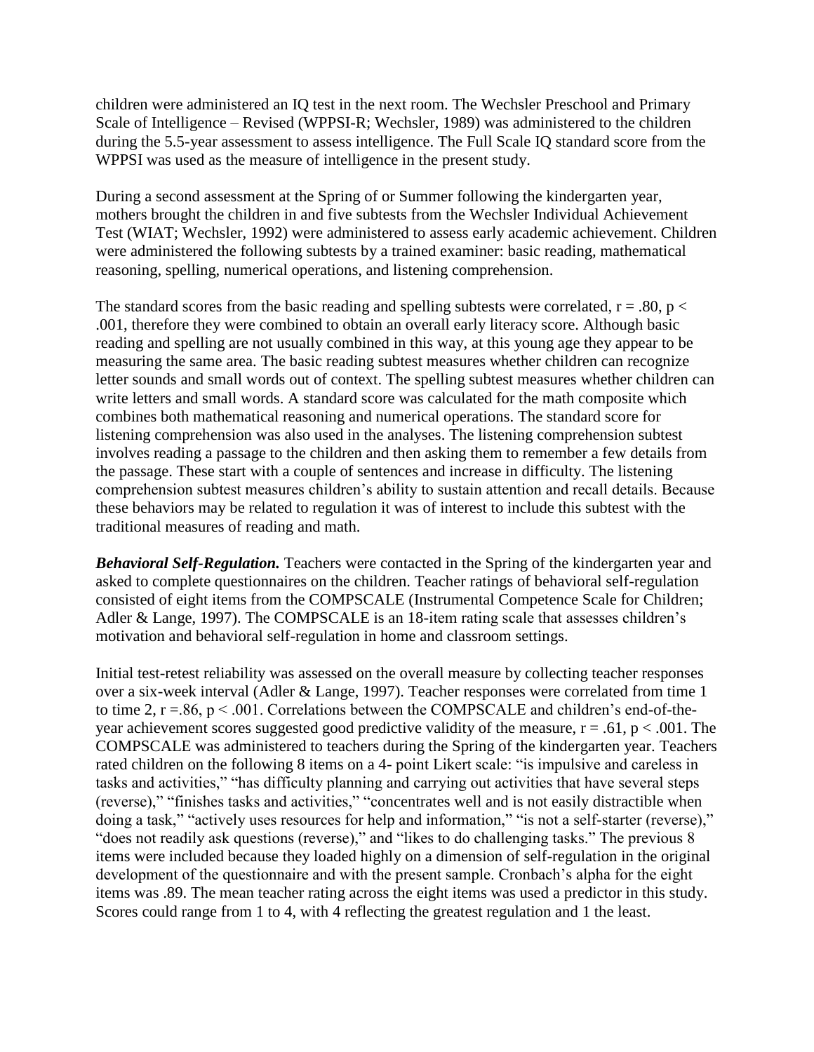children were administered an IQ test in the next room. The Wechsler Preschool and Primary Scale of Intelligence – Revised (WPPSI-R; Wechsler, 1989) was administered to the children during the 5.5-year assessment to assess intelligence. The Full Scale IQ standard score from the WPPSI was used as the measure of intelligence in the present study.

During a second assessment at the Spring of or Summer following the kindergarten year, mothers brought the children in and five subtests from the Wechsler Individual Achievement Test (WIAT; Wechsler, 1992) were administered to assess early academic achievement. Children were administered the following subtests by a trained examiner: basic reading, mathematical reasoning, spelling, numerical operations, and listening comprehension.

The standard scores from the basic reading and spelling subtests were correlated, $r = .80$, $p < .001$, therefore they were combined to obtain an overall early literacy score. Although basic reading and spelling are not usually combined in this way, at this young age they appear to be measuring the same area. The basic reading subtest measures whether children can recognize letter sounds and small words out of context. The spelling subtest measures whether children can write letters and small words. A standard score was calculated for the math composite which combines both mathematical reasoning and numerical operations. The standard score for listening comprehension was also used in the analyses. The listening comprehension subtest involves reading a passage to the children and then asking them to remember a few details from the passage. These start with a couple of sentences and increase in difficulty. The listening comprehension subtest measures children's ability to sustain attention and recall details. Because these behaviors may be related to regulation it was of interest to include this subtest with the traditional measures of reading and math.

***Behavioral Self-Regulation.*** Teachers were contacted in the Spring of the kindergarten year and asked to complete questionnaires on the children. Teacher ratings of behavioral self-regulation consisted of eight items from the COMPSCALE (Instrumental Competence Scale for Children; Adler & Lange, 1997). The COMPSCALE is an 18-item rating scale that assesses children's motivation and behavioral self-regulation in home and classroom settings.

Initial test-retest reliability was assessed on the overall measure by collecting teacher responses over a six-week interval (Adler & Lange, 1997). Teacher responses were correlated from time 1 to time 2, $r = .86$, $p < .001$. Correlations between the COMPSCALE and children's end-of-the-year achievement scores suggested good predictive validity of the measure, $r = .61$, $p < .001$. The COMPSCALE was administered to teachers during the Spring of the kindergarten year. Teachers rated children on the following 8 items on a 4- point Likert scale: "is impulsive and careless in tasks and activities," "has difficulty planning and carrying out activities that have several steps (reverse)," "finishes tasks and activities," "concentrates well and is not easily distractible when doing a task," "actively uses resources for help and information," "is not a self-starter (reverse)," "does not readily ask questions (reverse)," and "likes to do challenging tasks." The previous 8 items were included because they loaded highly on a dimension of self-regulation in the original development of the questionnaire and with the present sample. Cronbach's alpha for the eight items was .89. The mean teacher rating across the eight items was used a predictor in this study. Scores could range from 1 to 4, with 4 reflecting the greatest regulation and 1 the least.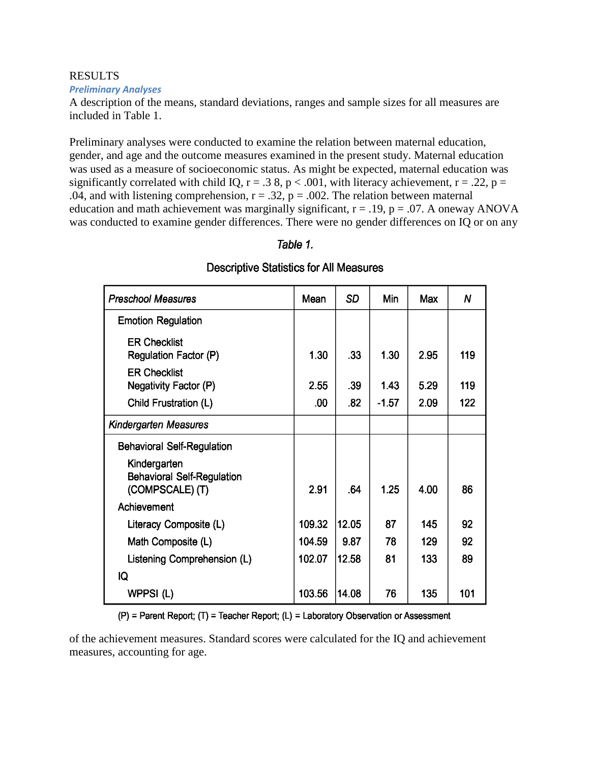RESULTS

### *Preliminary Analyses*

A description of the means, standard deviations, ranges and sample sizes for all measures are included in Table 1.

Preliminary analyses were conducted to examine the relation between maternal education, gender, and age and the outcome measures examined in the present study. Maternal education was used as a measure of socioeconomic status. As might be expected, maternal education was significantly correlated with child IQ, $r = .3\ 8$, $p < .001$, with literacy achievement, $r = .22$, $p = .04$, and with listening comprehension, $r = .32$, $p = .002$. The relation between maternal education and math achievement was marginally significant, $r = .19$, $p = .07$. A oneway ANOVA was conducted to examine gender differences. There were no gender differences on IQ or on any of the achievement measures. Standard scores were calculated for the IQ and achievement measures, accounting for age.

*Table 1.*

Descriptive Statistics for All Measures

| *Preschool Measures* | Mean | *SD* | Min | Max | *N* |
|---|---|---|---|---|---|
| Emotion Regulation | | | | | |
| ER Checklist Regulation Factor (P) | 1.30 | .33 | 1.30 | 2.95 | 119 |
| ER Checklist Negativity Factor (P) | 2.55 | .39 | 1.43 | 5.29 | 119 |
| Child Frustration (L) | .00 | .82 | -1.57 | 2.09 | 122 |
| *Kindergarten Measures* | | | | | |
| Behavioral Self-Regulation | | | | | |
| Kindergarten Behavioral Self-Regulation (COMPSCALE) (T) | 2.91 | .64 | 1.25 | 4.00 | 86 |
| Achievement | | | | | |
| Literacy Composite (L) | 109.32 | 12.05 | 87 | 145 | 92 |
| Math Composite (L) | 104.59 | 9.87 | 78 | 129 | 92 |
| Listening Comprehension (L) | 102.07 | 12.58 | 81 | 133 | 89 |
| IQ | | | | | |
| WPPSI (L) | 103.56 | 14.08 | 76 | 135 | 101 |

(P) = Parent Report; (T) = Teacher Report; (L) = Laboratory Observation or Assessment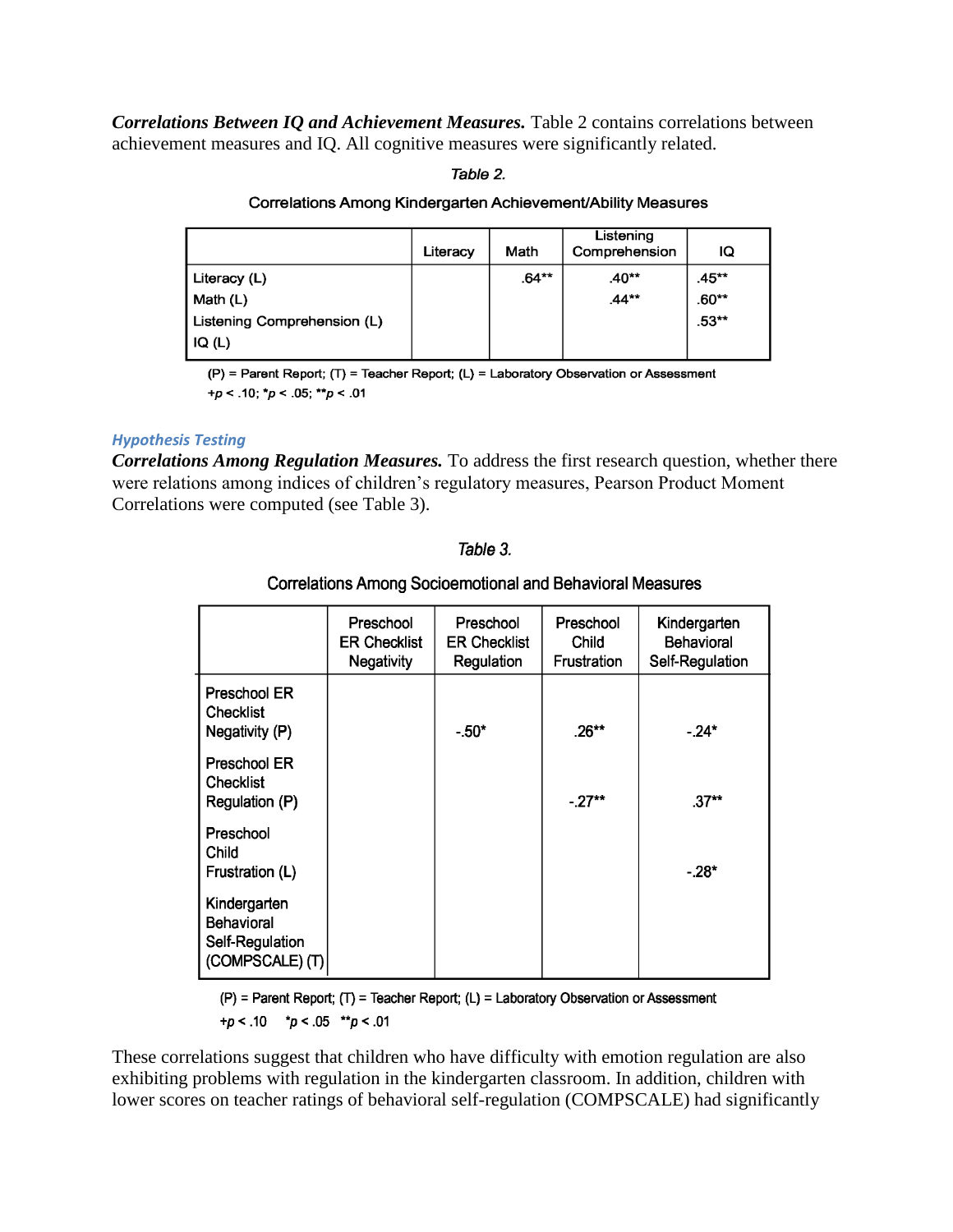***Correlations Between IQ and Achievement Measures.*** Table 2 contains correlations between achievement measures and IQ. All cognitive measures were significantly related.

*Table 2.*

Correlations Among Kindergarten Achievement/Ability Measures

| | Literacy | Math | Listening Comprehension | IQ |
|---|---|---|---|---|
| Literacy (L) | | .64** | .40** | .45** |
| Math (L) | | | .44** | .60** |
| Listening Comprehension (L) | | | | .53** |
| IQ (L) | | | | |

(P) = Parent Report; (T) = Teacher Report; (L) = Laboratory Observation or Assessment
+$p$ < .10; *$p$ < .05; **$p$ < .01

### *Hypothesis Testing*

***Correlations Among Regulation Measures.*** To address the first research question, whether there were relations among indices of children's regulatory measures, Pearson Product Moment Correlations were computed (see Table 3).

*Table 3.*

Correlations Among Socioemotional and Behavioral Measures

| | Preschool ER Checklist Negativity | Preschool ER Checklist Regulation | Preschool Child Frustration | Kindergarten Behavioral Self-Regulation |
|---|---|---|---|---|
| Preschool ER Checklist Negativity (P) | | -.50* | .26** | -.24* |
| Preschool ER Checklist Regulation (P) | | | -.27** | .37** |
| Preschool Child Frustration (L) | | | | -.28* |
| Kindergarten Behavioral Self-Regulation (COMPSCALE) (T) | | | | |

(P) = Parent Report; (T) = Teacher Report; (L) = Laboratory Observation or Assessment
+$p$ < .10 *$p$ < .05 **$p$ < .01

These correlations suggest that children who have difficulty with emotion regulation are also exhibiting problems with regulation in the kindergarten classroom. In addition, children with lower scores on teacher ratings of behavioral self-regulation (COMPSCALE) had significantly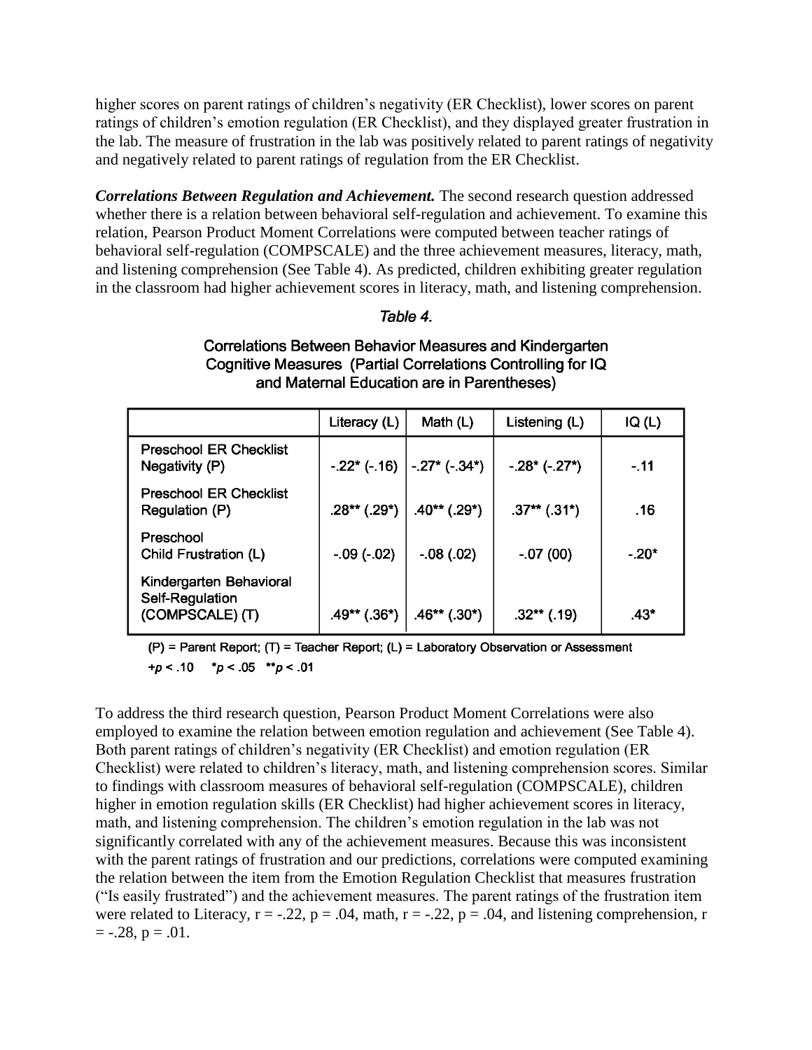higher scores on parent ratings of children's negativity (ER Checklist), lower scores on parent ratings of children's emotion regulation (ER Checklist), and they displayed greater frustration in the lab. The measure of frustration in the lab was positively related to parent ratings of negativity and negatively related to parent ratings of regulation from the ER Checklist.

***Correlations Between Regulation and Achievement.*** The second research question addressed whether there is a relation between behavioral self-regulation and achievement. To examine this relation, Pearson Product Moment Correlations were computed between teacher ratings of behavioral self-regulation (COMPSCALE) and the three achievement measures, literacy, math, and listening comprehension (See Table 4). As predicted, children exhibiting greater regulation in the classroom had higher achievement scores in literacy, math, and listening comprehension.

*Table 4.*

**Correlations Between Behavior Measures and Kindergarten Cognitive Measures (Partial Correlations Controlling for IQ and Maternal Education are in Parentheses)**

| | Literacy (L) | Math (L) | Listening (L) | IQ (L) |
|---|---|---|---|---|
| Preschool ER Checklist Negativity (P) | -.22* (-.16) | -.27* (-.34*) | -.28* (-.27*) | -.11 |
| Preschool ER Checklist Regulation (P) | .28** (.29*) | .40** (.29*) | .37** (.31*) | .16 |
| Preschool Child Frustration (L) | -.09 (-.02) | -.08 (.02) | -.07 (00) | -.20* |
| Kindergarten Behavioral Self-Regulation (COMPSCALE) (T) | .49** (.36*) | .46** (.30*) | .32** (.19) | .43* |

(P) = Parent Report; (T) = Teacher Report; (L) = Laboratory Observation or Assessment

+$p < .10$ \* $p < .05$ \*\* $p < .01$

To address the third research question, Pearson Product Moment Correlations were also employed to examine the relation between emotion regulation and achievement (See Table 4). Both parent ratings of children's negativity (ER Checklist) and emotion regulation (ER Checklist) were related to children's literacy, math, and listening comprehension scores. Similar to findings with classroom measures of behavioral self-regulation (COMPSCALE), children higher in emotion regulation skills (ER Checklist) had higher achievement scores in literacy, math, and listening comprehension. The children's emotion regulation in the lab was not significantly correlated with any of the achievement measures. Because this was inconsistent with the parent ratings of frustration and our predictions, correlations were computed examining the relation between the item from the Emotion Regulation Checklist that measures frustration ("Is easily frustrated") and the achievement measures. The parent ratings of the frustration item were related to Literacy, $r = -.22$, $p = .04$, math, $r = -.22$, $p = .04$, and listening comprehension, $r = -.28$, $p = .01$.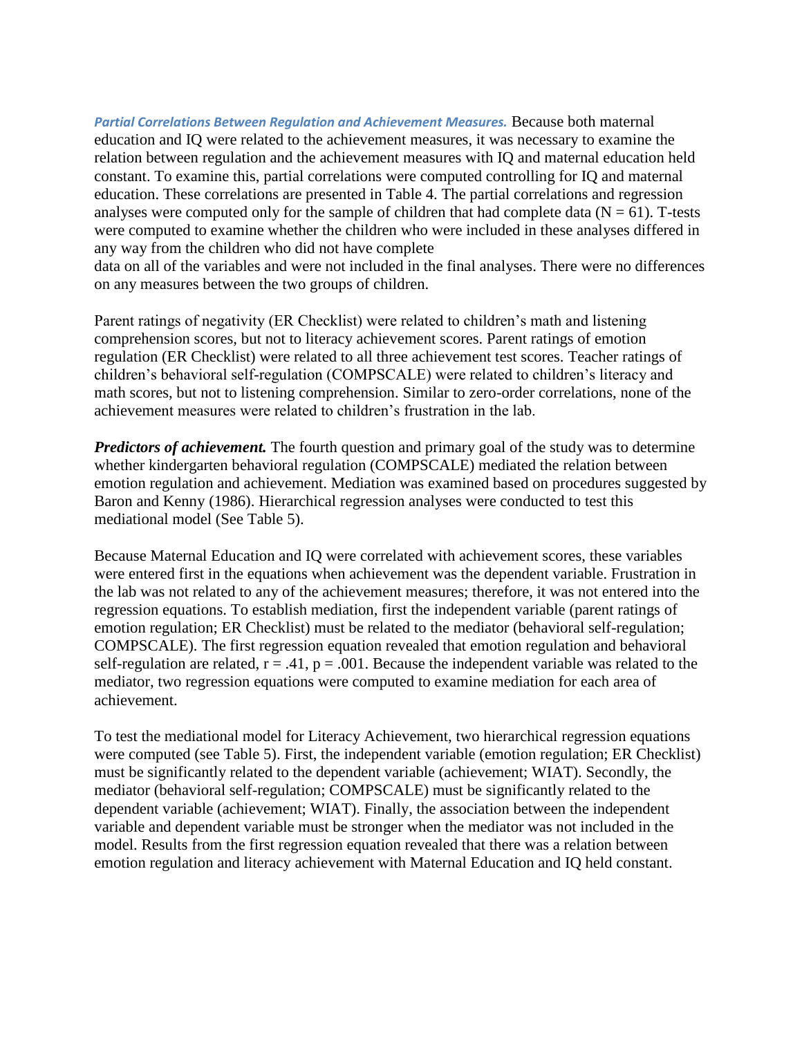***Partial Correlations Between Regulation and Achievement Measures.*** Because both maternal education and IQ were related to the achievement measures, it was necessary to examine the relation between regulation and the achievement measures with IQ and maternal education held constant. To examine this, partial correlations were computed controlling for IQ and maternal education. These correlations are presented in Table 4. The partial correlations and regression analyses were computed only for the sample of children that had complete data ($N = 61$). T-tests were computed to examine whether the children who were included in these analyses differed in any way from the children who did not have complete data on all of the variables and were not included in the final analyses. There were no differences on any measures between the two groups of children.

Parent ratings of negativity (ER Checklist) were related to children's math and listening comprehension scores, but not to literacy achievement scores. Parent ratings of emotion regulation (ER Checklist) were related to all three achievement test scores. Teacher ratings of children's behavioral self-regulation (COMPSCALE) were related to children's literacy and math scores, but not to listening comprehension. Similar to zero-order correlations, none of the achievement measures were related to children's frustration in the lab.

***Predictors of achievement.*** The fourth question and primary goal of the study was to determine whether kindergarten behavioral regulation (COMPSCALE) mediated the relation between emotion regulation and achievement. Mediation was examined based on procedures suggested by Baron and Kenny (1986). Hierarchical regression analyses were conducted to test this mediational model (See Table 5).

Because Maternal Education and IQ were correlated with achievement scores, these variables were entered first in the equations when achievement was the dependent variable. Frustration in the lab was not related to any of the achievement measures; therefore, it was not entered into the regression equations. To establish mediation, first the independent variable (parent ratings of emotion regulation; ER Checklist) must be related to the mediator (behavioral self-regulation; COMPSCALE). The first regression equation revealed that emotion regulation and behavioral self-regulation are related, $r = .41$, $p = .001$. Because the independent variable was related to the mediator, two regression equations were computed to examine mediation for each area of achievement.

To test the mediational model for Literacy Achievement, two hierarchical regression equations were computed (see Table 5). First, the independent variable (emotion regulation; ER Checklist) must be significantly related to the dependent variable (achievement; WIAT). Secondly, the mediator (behavioral self-regulation; COMPSCALE) must be significantly related to the dependent variable (achievement; WIAT). Finally, the association between the independent variable and dependent variable must be stronger when the mediator was not included in the model. Results from the first regression equation revealed that there was a relation between emotion regulation and literacy achievement with Maternal Education and IQ held constant.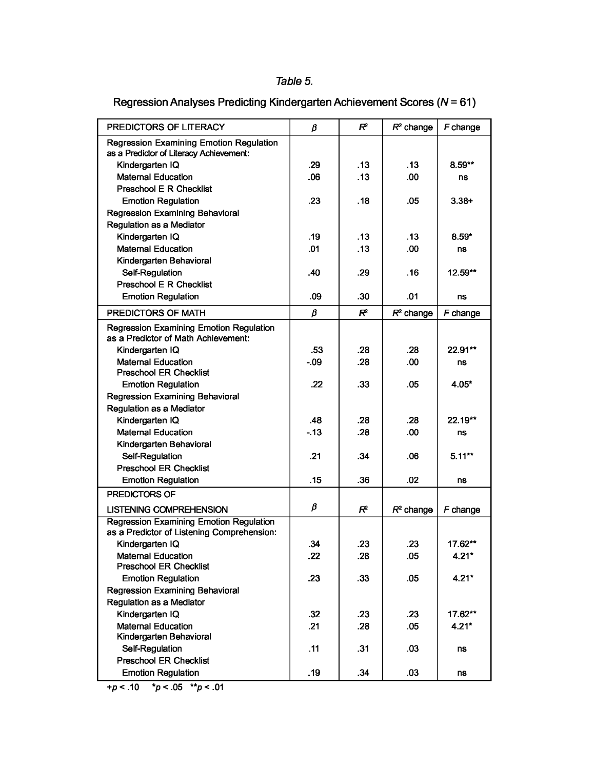*Table 5.*

Regression Analyses Predicting Kindergarten Achievement Scores (*N* = 61)

| PREDICTORS OF LITERACY | $\beta$ | $R^2$ | $R^2$ change | *F* change |
|---|---|---|---|---|
| Regression Examining Emotion Regulation as a Predictor of Literacy Achievement: | | | | |
| Kindergarten IQ | .29 | .13 | .13 | 8.59** |
| Maternal Education | .06 | .13 | .00 | ns |
| Preschool E R Checklist Emotion Regulation | .23 | .18 | .05 | 3.38+ |
| Regression Examining Behavioral Regulation as a Mediator | | | | |
| Kindergarten IQ | .19 | .13 | .13 | 8.59* |
| Maternal Education | .01 | .13 | .00 | ns |
| Kindergarten Behavioral Self-Regulation | .40 | .29 | .16 | 12.59** |
| Preschool E R Checklist Emotion Regulation | .09 | .30 | .01 | ns |
| **PREDICTORS OF MATH** | $\beta$ | $R^2$ | $R^2$ change | *F* change |
| Regression Examining Emotion Regulation as a Predictor of Math Achievement: | | | | |
| Kindergarten IQ | .53 | .28 | .28 | 22.91** |
| Maternal Education | -.09 | .28 | .00 | ns |
| Preschool ER Checklist Emotion Regulation | .22 | .33 | .05 | 4.05* |
| Regression Examining Behavioral Regulation as a Mediator | | | | |
| Kindergarten IQ | .48 | .28 | .28 | 22.19** |
| Maternal Education | -.13 | .28 | .00 | ns |
| Kindergarten Behavioral Self-Regulation | .21 | .34 | .06 | 5.11** |
| Preschool ER Checklist Emotion Regulation | .15 | .36 | .02 | ns |
| **PREDICTORS OF LISTENING COMPREHENSION** | $\beta$ | $R^2$ | $R^2$ change | *F* change |
| Regression Examining Emotion Regulation as a Predictor of Listening Comprehension: | | | | |
| Kindergarten IQ | .34 | .23 | .23 | 17.62** |
| Maternal Education | .22 | .28 | .05 | 4.21* |
| Preschool ER Checklist Emotion Regulation | .23 | .33 | .05 | 4.21* |
| Regression Examining Behavioral Regulation as a Mediator | | | | |
| Kindergarten IQ | .32 | .23 | .23 | 17.62** |
| Maternal Education | .21 | .28 | .05 | 4.21* |
| Kindergarten Behavioral Self-Regulation | .11 | .31 | .03 | ns |
| Preschool ER Checklist Emotion Regulation | .19 | .34 | .03 | ns |

+$p < .10$ *$p < .05$ **$p < .01$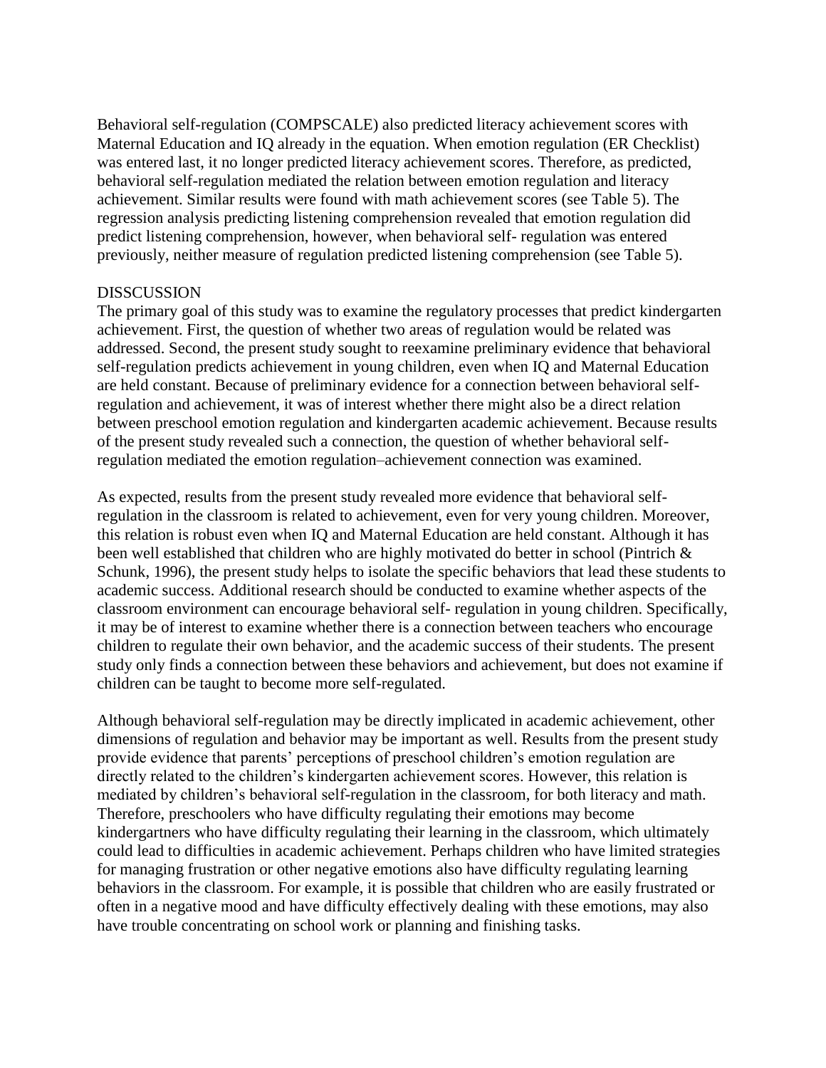Behavioral self-regulation (COMPSCALE) also predicted literacy achievement scores with Maternal Education and IQ already in the equation. When emotion regulation (ER Checklist) was entered last, it no longer predicted literacy achievement scores. Therefore, as predicted, behavioral self-regulation mediated the relation between emotion regulation and literacy achievement. Similar results were found with math achievement scores (see Table 5). The regression analysis predicting listening comprehension revealed that emotion regulation did predict listening comprehension, however, when behavioral self- regulation was entered previously, neither measure of regulation predicted listening comprehension (see Table 5).

## DISSCUSSION

The primary goal of this study was to examine the regulatory processes that predict kindergarten achievement. First, the question of whether two areas of regulation would be related was addressed. Second, the present study sought to reexamine preliminary evidence that behavioral self-regulation predicts achievement in young children, even when IQ and Maternal Education are held constant. Because of preliminary evidence for a connection between behavioral self-regulation and achievement, it was of interest whether there might also be a direct relation between preschool emotion regulation and kindergarten academic achievement. Because results of the present study revealed such a connection, the question of whether behavioral self-regulation mediated the emotion regulation–achievement connection was examined.

As expected, results from the present study revealed more evidence that behavioral self-regulation in the classroom is related to achievement, even for very young children. Moreover, this relation is robust even when IQ and Maternal Education are held constant. Although it has been well established that children who are highly motivated do better in school (Pintrich & Schunk, 1996), the present study helps to isolate the specific behaviors that lead these students to academic success. Additional research should be conducted to examine whether aspects of the classroom environment can encourage behavioral self- regulation in young children. Specifically, it may be of interest to examine whether there is a connection between teachers who encourage children to regulate their own behavior, and the academic success of their students. The present study only finds a connection between these behaviors and achievement, but does not examine if children can be taught to become more self-regulated.

Although behavioral self-regulation may be directly implicated in academic achievement, other dimensions of regulation and behavior may be important as well. Results from the present study provide evidence that parents' perceptions of preschool children's emotion regulation are directly related to the children's kindergarten achievement scores. However, this relation is mediated by children's behavioral self-regulation in the classroom, for both literacy and math. Therefore, preschoolers who have difficulty regulating their emotions may become kindergartners who have difficulty regulating their learning in the classroom, which ultimately could lead to difficulties in academic achievement. Perhaps children who have limited strategies for managing frustration or other negative emotions also have difficulty regulating learning behaviors in the classroom. For example, it is possible that children who are easily frustrated or often in a negative mood and have difficulty effectively dealing with these emotions, may also have trouble concentrating on school work or planning and finishing tasks.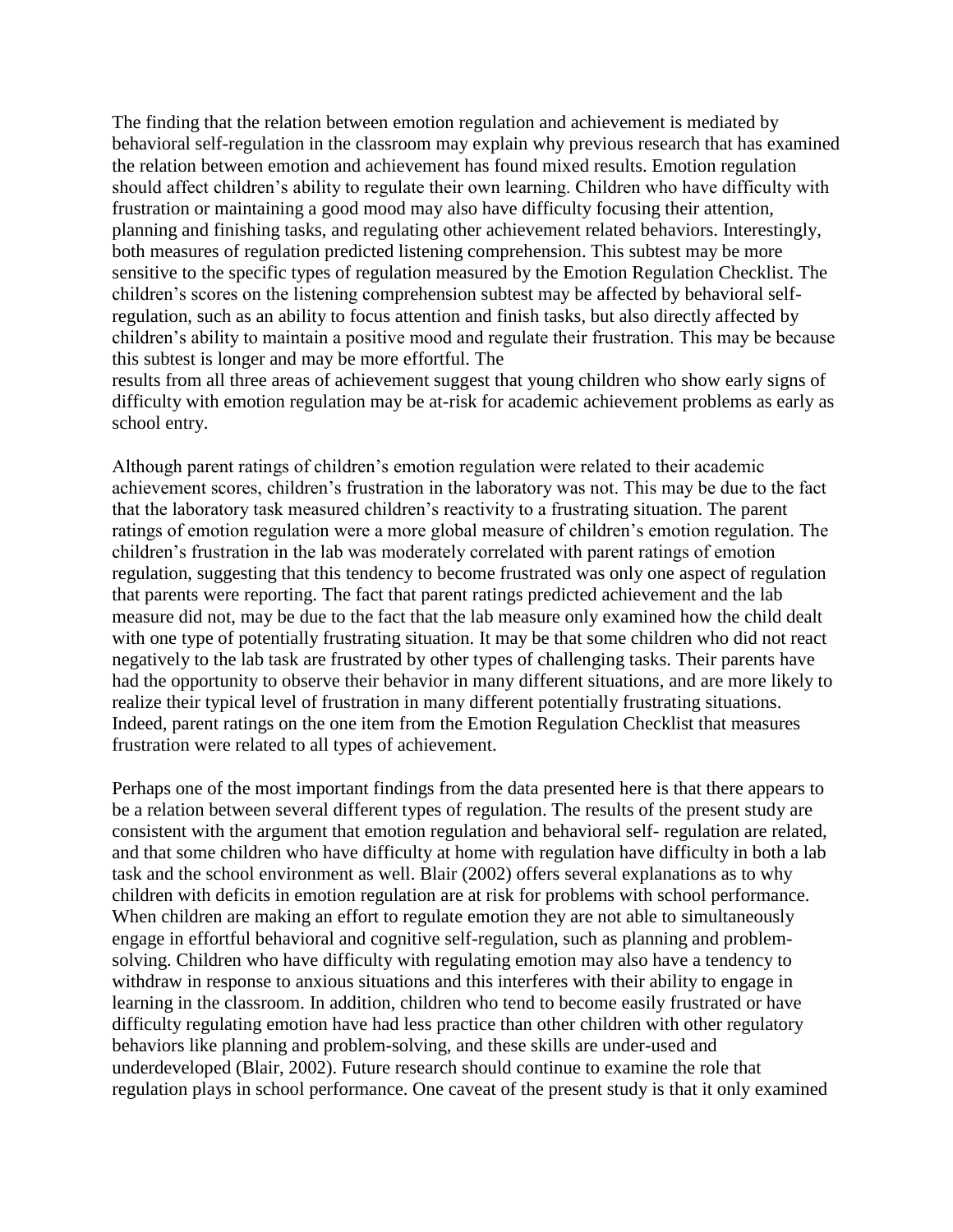The finding that the relation between emotion regulation and achievement is mediated by behavioral self-regulation in the classroom may explain why previous research that has examined the relation between emotion and achievement has found mixed results. Emotion regulation should affect children's ability to regulate their own learning. Children who have difficulty with frustration or maintaining a good mood may also have difficulty focusing their attention, planning and finishing tasks, and regulating other achievement related behaviors. Interestingly, both measures of regulation predicted listening comprehension. This subtest may be more sensitive to the specific types of regulation measured by the Emotion Regulation Checklist. The children's scores on the listening comprehension subtest may be affected by behavioral self-regulation, such as an ability to focus attention and finish tasks, but also directly affected by children's ability to maintain a positive mood and regulate their frustration. This may be because this subtest is longer and may be more effortful. The results from all three areas of achievement suggest that young children who show early signs of difficulty with emotion regulation may be at-risk for academic achievement problems as early as school entry.

Although parent ratings of children's emotion regulation were related to their academic achievement scores, children's frustration in the laboratory was not. This may be due to the fact that the laboratory task measured children's reactivity to a frustrating situation. The parent ratings of emotion regulation were a more global measure of children's emotion regulation. The children's frustration in the lab was moderately correlated with parent ratings of emotion regulation, suggesting that this tendency to become frustrated was only one aspect of regulation that parents were reporting. The fact that parent ratings predicted achievement and the lab measure did not, may be due to the fact that the lab measure only examined how the child dealt with one type of potentially frustrating situation. It may be that some children who did not react negatively to the lab task are frustrated by other types of challenging tasks. Their parents have had the opportunity to observe their behavior in many different situations, and are more likely to realize their typical level of frustration in many different potentially frustrating situations. Indeed, parent ratings on the one item from the Emotion Regulation Checklist that measures frustration were related to all types of achievement.

Perhaps one of the most important findings from the data presented here is that there appears to be a relation between several different types of regulation. The results of the present study are consistent with the argument that emotion regulation and behavioral self- regulation are related, and that some children who have difficulty at home with regulation have difficulty in both a lab task and the school environment as well. Blair (2002) offers several explanations as to why children with deficits in emotion regulation are at risk for problems with school performance. When children are making an effort to regulate emotion they are not able to simultaneously engage in effortful behavioral and cognitive self-regulation, such as planning and problem-solving. Children who have difficulty with regulating emotion may also have a tendency to withdraw in response to anxious situations and this interferes with their ability to engage in learning in the classroom. In addition, children who tend to become easily frustrated or have difficulty regulating emotion have had less practice than other children with other regulatory behaviors like planning and problem-solving, and these skills are under-used and underdeveloped (Blair, 2002). Future research should continue to examine the role that regulation plays in school performance. One caveat of the present study is that it only examined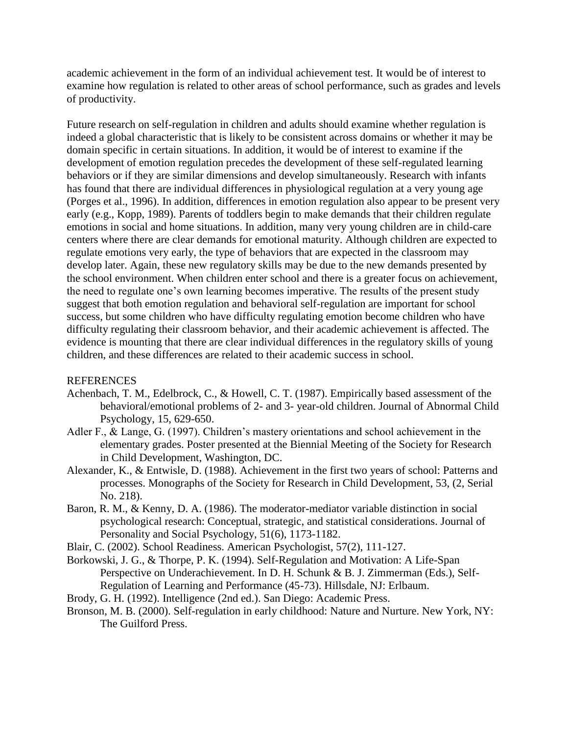academic achievement in the form of an individual achievement test. It would be of interest to examine how regulation is related to other areas of school performance, such as grades and levels of productivity.

Future research on self-regulation in children and adults should examine whether regulation is indeed a global characteristic that is likely to be consistent across domains or whether it may be domain specific in certain situations. In addition, it would be of interest to examine if the development of emotion regulation precedes the development of these self-regulated learning behaviors or if they are similar dimensions and develop simultaneously. Research with infants has found that there are individual differences in physiological regulation at a very young age (Porges et al., 1996). In addition, differences in emotion regulation also appear to be present very early (e.g., Kopp, 1989). Parents of toddlers begin to make demands that their children regulate emotions in social and home situations. In addition, many very young children are in child-care centers where there are clear demands for emotional maturity. Although children are expected to regulate emotions very early, the type of behaviors that are expected in the classroom may develop later. Again, these new regulatory skills may be due to the new demands presented by the school environment. When children enter school and there is a greater focus on achievement, the need to regulate one's own learning becomes imperative. The results of the present study suggest that both emotion regulation and behavioral self-regulation are important for school success, but some children who have difficulty regulating emotion become children who have difficulty regulating their classroom behavior, and their academic achievement is affected. The evidence is mounting that there are clear individual differences in the regulatory skills of young children, and these differences are related to their academic success in school.

## REFERENCES

Achenbach, T. M., Edelbrock, C., & Howell, C. T. (1987). Empirically based assessment of the behavioral/emotional problems of 2- and 3- year-old children. Journal of Abnormal Child Psychology, 15, 629-650.

Adler F., & Lange, G. (1997). Children's mastery orientations and school achievement in the elementary grades. Poster presented at the Biennial Meeting of the Society for Research in Child Development, Washington, DC.

Alexander, K., & Entwisle, D. (1988). Achievement in the first two years of school: Patterns and processes. Monographs of the Society for Research in Child Development, 53, (2, Serial No. 218).

Baron, R. M., & Kenny, D. A. (1986). The moderator-mediator variable distinction in social psychological research: Conceptual, strategic, and statistical considerations. Journal of Personality and Social Psychology, 51(6), 1173-1182.

Blair, C. (2002). School Readiness. American Psychologist, 57(2), 111-127.

Borkowski, J. G., & Thorpe, P. K. (1994). Self-Regulation and Motivation: A Life-Span Perspective on Underachievement. In D. H. Schunk & B. J. Zimmerman (Eds.), Self-Regulation of Learning and Performance (45-73). Hillsdale, NJ: Erlbaum.

Brody, G. H. (1992). Intelligence (2nd ed.). San Diego: Academic Press.

Bronson, M. B. (2000). Self-regulation in early childhood: Nature and Nurture. New York, NY: The Guilford Press.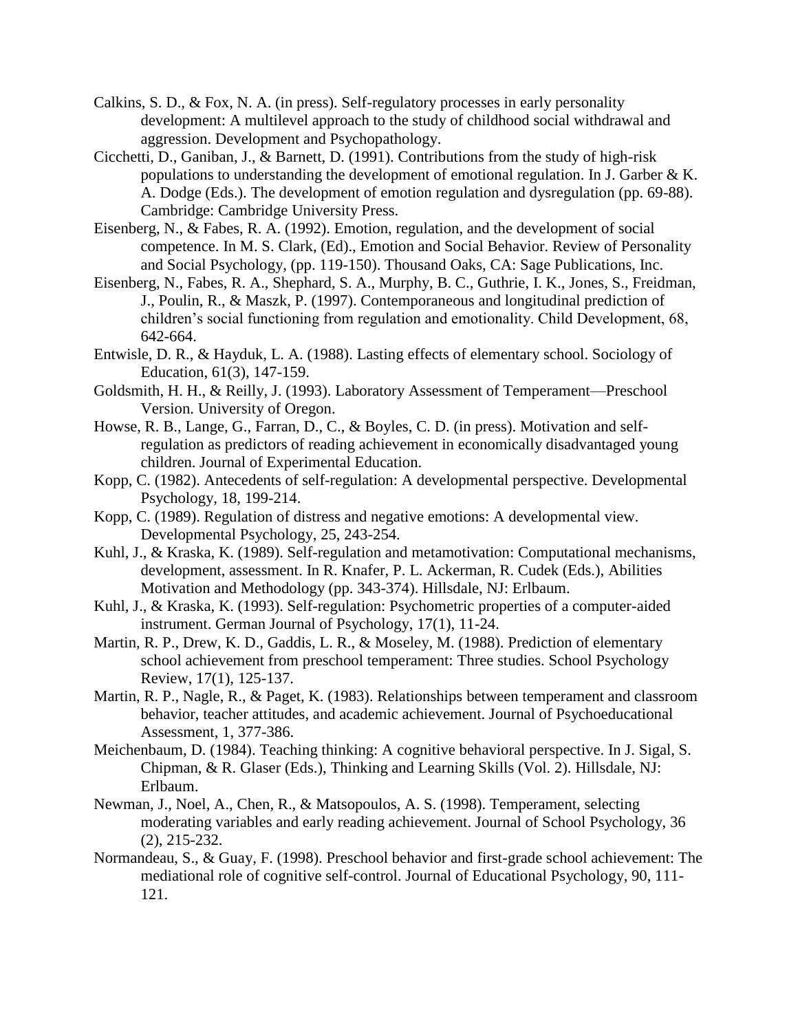Calkins, S. D., & Fox, N. A. (in press). Self-regulatory processes in early personality development: A multilevel approach to the study of childhood social withdrawal and aggression. Development and Psychopathology.

Cicchetti, D., Ganiban, J., & Barnett, D. (1991). Contributions from the study of high-risk populations to understanding the development of emotional regulation. In J. Garber & K. A. Dodge (Eds.). The development of emotion regulation and dysregulation (pp. 69-88). Cambridge: Cambridge University Press.

Eisenberg, N., & Fabes, R. A. (1992). Emotion, regulation, and the development of social competence. In M. S. Clark, (Ed)., Emotion and Social Behavior. Review of Personality and Social Psychology, (pp. 119-150). Thousand Oaks, CA: Sage Publications, Inc.

Eisenberg, N., Fabes, R. A., Shephard, S. A., Murphy, B. C., Guthrie, I. K., Jones, S., Freidman, J., Poulin, R., & Maszk, P. (1997). Contemporaneous and longitudinal prediction of children's social functioning from regulation and emotionality. Child Development, 68, 642-664.

Entwisle, D. R., & Hayduk, L. A. (1988). Lasting effects of elementary school. Sociology of Education, 61(3), 147-159.

Goldsmith, H. H., & Reilly, J. (1993). Laboratory Assessment of Temperament—Preschool Version. University of Oregon.

Howse, R. B., Lange, G., Farran, D., C., & Boyles, C. D. (in press). Motivation and self-regulation as predictors of reading achievement in economically disadvantaged young children. Journal of Experimental Education.

Kopp, C. (1982). Antecedents of self-regulation: A developmental perspective. Developmental Psychology, 18, 199-214.

Kopp, C. (1989). Regulation of distress and negative emotions: A developmental view. Developmental Psychology, 25, 243-254.

Kuhl, J., & Kraska, K. (1989). Self-regulation and metamotivation: Computational mechanisms, development, assessment. In R. Knafer, P. L. Ackerman, R. Cudek (Eds.), Abilities Motivation and Methodology (pp. 343-374). Hillsdale, NJ: Erlbaum.

Kuhl, J., & Kraska, K. (1993). Self-regulation: Psychometric properties of a computer-aided instrument. German Journal of Psychology, 17(1), 11-24.

Martin, R. P., Drew, K. D., Gaddis, L. R., & Moseley, M. (1988). Prediction of elementary school achievement from preschool temperament: Three studies. School Psychology Review, 17(1), 125-137.

Martin, R. P., Nagle, R., & Paget, K. (1983). Relationships between temperament and classroom behavior, teacher attitudes, and academic achievement. Journal of Psychoeducational Assessment, 1, 377-386.

Meichenbaum, D. (1984). Teaching thinking: A cognitive behavioral perspective. In J. Sigal, S. Chipman, & R. Glaser (Eds.), Thinking and Learning Skills (Vol. 2). Hillsdale, NJ: Erlbaum.

Newman, J., Noel, A., Chen, R., & Matsopoulos, A. S. (1998). Temperament, selecting moderating variables and early reading achievement. Journal of School Psychology, 36 (2), 215-232.

Normandeau, S., & Guay, F. (1998). Preschool behavior and first-grade school achievement: The mediational role of cognitive self-control. Journal of Educational Psychology, 90, 111-121.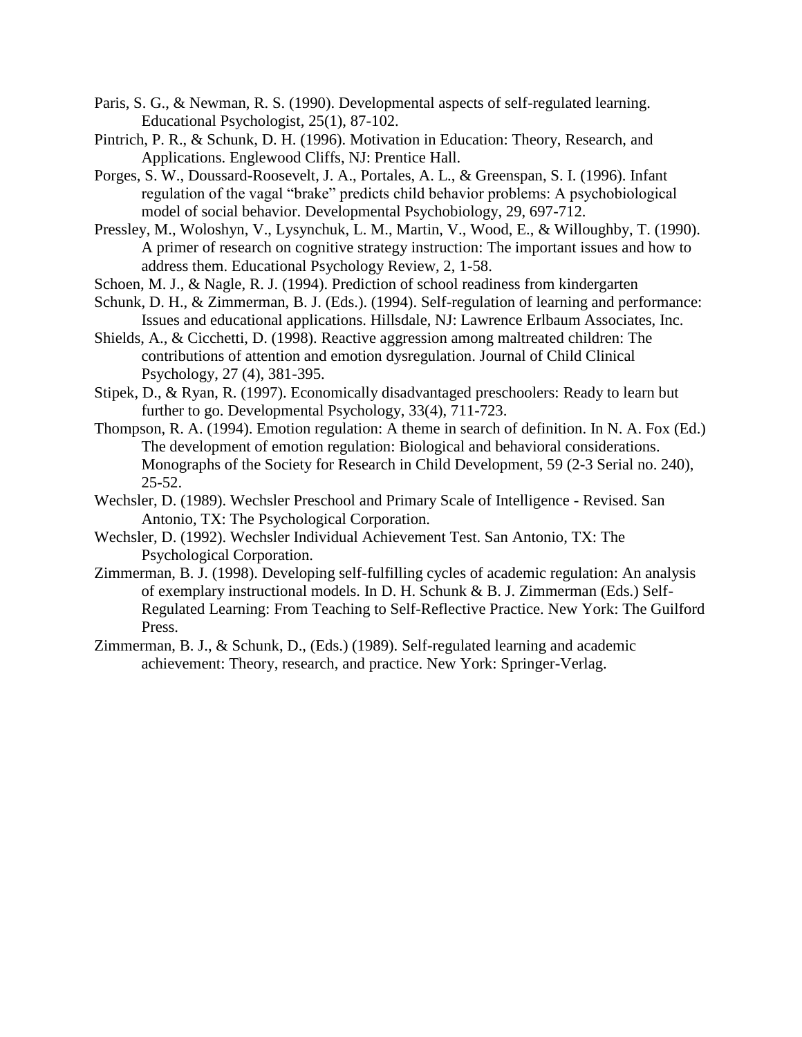Paris, S. G., & Newman, R. S. (1990). Developmental aspects of self-regulated learning. Educational Psychologist, 25(1), 87-102.

Pintrich, P. R., & Schunk, D. H. (1996). Motivation in Education: Theory, Research, and Applications. Englewood Cliffs, NJ: Prentice Hall.

Porges, S. W., Doussard-Roosevelt, J. A., Portales, A. L., & Greenspan, S. I. (1996). Infant regulation of the vagal "brake" predicts child behavior problems: A psychobiological model of social behavior. Developmental Psychobiology, 29, 697-712.

Pressley, M., Woloshyn, V., Lysynchuk, L. M., Martin, V., Wood, E., & Willoughby, T. (1990). A primer of research on cognitive strategy instruction: The important issues and how to address them. Educational Psychology Review, 2, 1-58.

Schoen, M. J., & Nagle, R. J. (1994). Prediction of school readiness from kindergarten

Schunk, D. H., & Zimmerman, B. J. (Eds.). (1994). Self-regulation of learning and performance: Issues and educational applications. Hillsdale, NJ: Lawrence Erlbaum Associates, Inc.

Shields, A., & Cicchetti, D. (1998). Reactive aggression among maltreated children: The contributions of attention and emotion dysregulation. Journal of Child Clinical Psychology, 27 (4), 381-395.

Stipek, D., & Ryan, R. (1997). Economically disadvantaged preschoolers: Ready to learn but further to go. Developmental Psychology, 33(4), 711-723.

Thompson, R. A. (1994). Emotion regulation: A theme in search of definition. In N. A. Fox (Ed.) The development of emotion regulation: Biological and behavioral considerations. Monographs of the Society for Research in Child Development, 59 (2-3 Serial no. 240), 25-52.

Wechsler, D. (1989). Wechsler Preschool and Primary Scale of Intelligence - Revised. San Antonio, TX: The Psychological Corporation.

Wechsler, D. (1992). Wechsler Individual Achievement Test. San Antonio, TX: The Psychological Corporation.

Zimmerman, B. J. (1998). Developing self-fulfilling cycles of academic regulation: An analysis of exemplary instructional models. In D. H. Schunk & B. J. Zimmerman (Eds.) Self-Regulated Learning: From Teaching to Self-Reflective Practice. New York: The Guilford Press.

Zimmerman, B. J., & Schunk, D., (Eds.) (1989). Self-regulated learning and academic achievement: Theory, research, and practice. New York: Springer-Verlag.